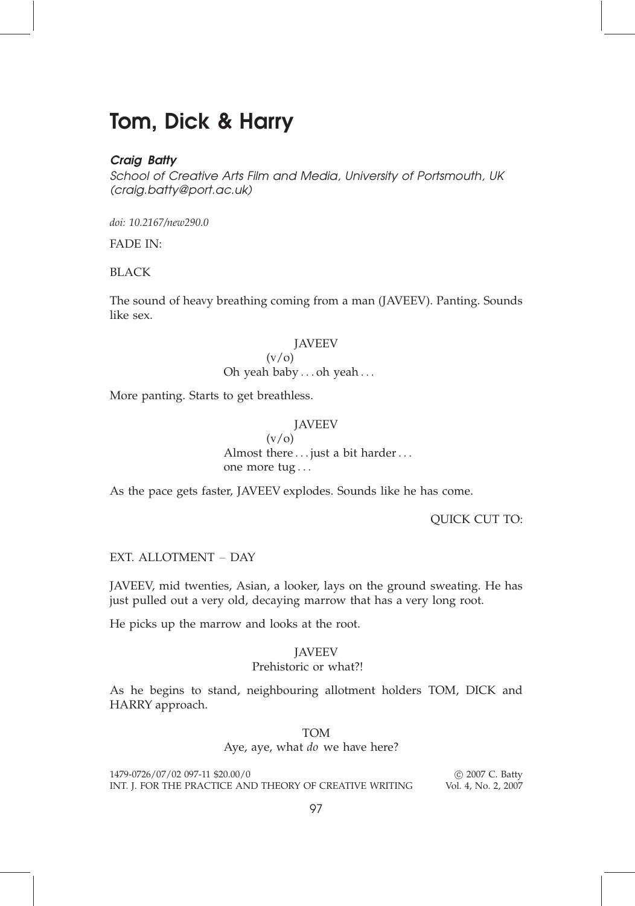# Tom, Dick & Harry

***Craig Batty***

*School of Creative Arts Film and Media, University of Portsmouth, UK (craig.batty@port.ac.uk)*

*doi: 10.2167/new290.0*

FADE IN:

BLACK

The sound of heavy breathing coming from a man (JAVEEV). Panting. Sounds like sex.

JAVEEV
(v/o)
Oh yeah baby . . . oh yeah . . .

More panting. Starts to get breathless.

JAVEEV
(v/o)
Almost there . . . just a bit harder . . .
one more tug . . .

As the pace gets faster, JAVEEV explodes. Sounds like he has come.

QUICK CUT TO:

EXT. ALLOTMENT – DAY

JAVEEV, mid twenties, Asian, a looker, lays on the ground sweating. He has just pulled out a very old, decaying marrow that has a very long root.

He picks up the marrow and looks at the root.

JAVEEV
Prehistoric or what?!

As he begins to stand, neighbouring allotment holders TOM, DICK and HARRY approach.

TOM
Aye, aye, what *do* we have here?

1479-0726/07/02 097-11 $20.00/0 © 2007 C. Batty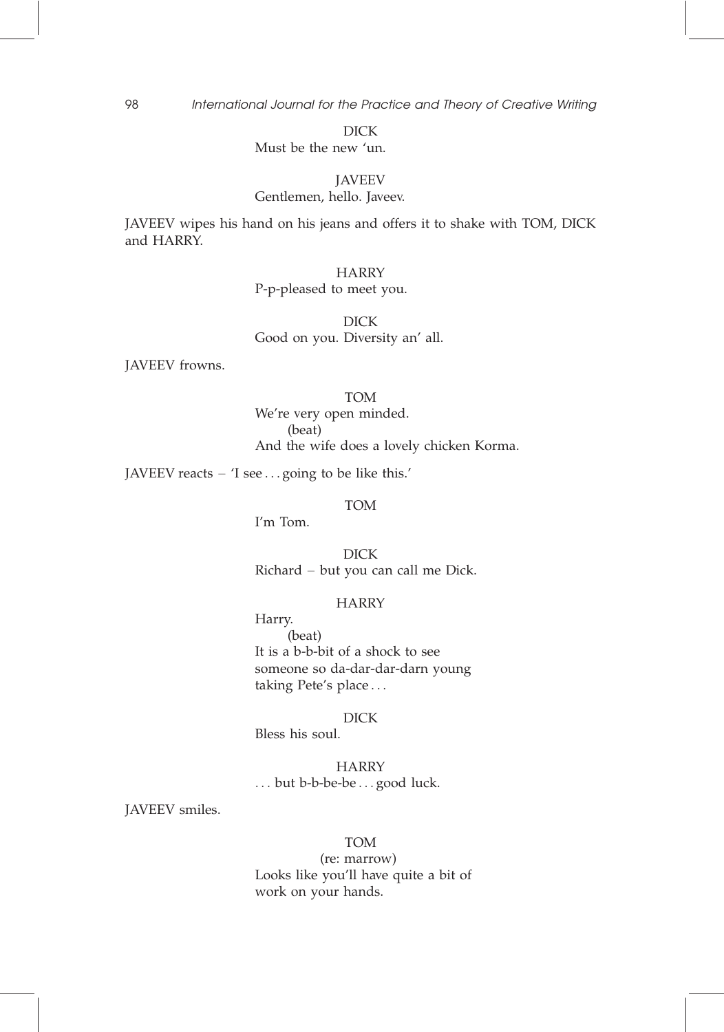DICK
Must be the new 'un.

JAVEEV
Gentlemen, hello. Javeev.

JAVEEV wipes his hand on his jeans and offers it to shake with TOM, DICK and HARRY.

HARRY
P-p-pleased to meet you.

DICK
Good on you. Diversity an' all.

JAVEEV frowns.

TOM
We're very open minded.
(beat)
And the wife does a lovely chicken Korma.

JAVEEV reacts – 'I see . . . going to be like this.'

TOM
I'm Tom.

DICK
Richard – but you can call me Dick.

HARRY
Harry.
(beat)
It is a b-b-bit of a shock to see
someone so da-dar-dar-darn young
taking Pete's place . . .

DICK
Bless his soul.

HARRY
. . . but b-b-be-be . . . good luck.

JAVEEV smiles.

TOM
(re: marrow)
Looks like you'll have quite a bit of
work on your hands.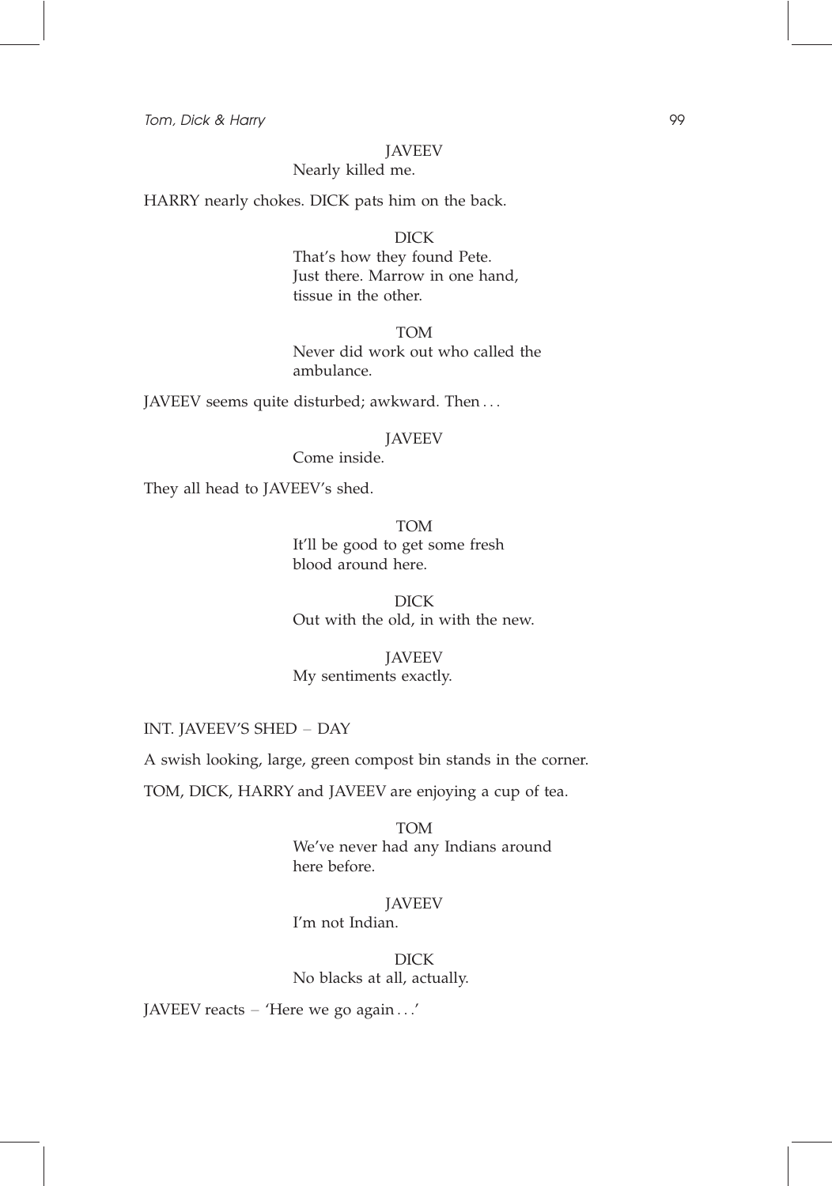JAVEEV

Nearly killed me.

HARRY nearly chokes. DICK pats him on the back.

DICK

That's how they found Pete.
Just there. Marrow in one hand,
tissue in the other.

TOM

Never did work out who called the
ambulance.

JAVEEV seems quite disturbed; awkward. Then . . .

JAVEEV

Come inside.

They all head to JAVEEV's shed.

TOM

It'll be good to get some fresh
blood around here.

DICK

Out with the old, in with the new.

JAVEEV

My sentiments exactly.

INT. JAVEEV'S SHED – DAY

A swish looking, large, green compost bin stands in the corner.

TOM, DICK, HARRY and JAVEEV are enjoying a cup of tea.

TOM

We've never had any Indians around
here before.

JAVEEV

I'm not Indian.

DICK

No blacks at all, actually.

JAVEEV reacts – 'Here we go again . . .'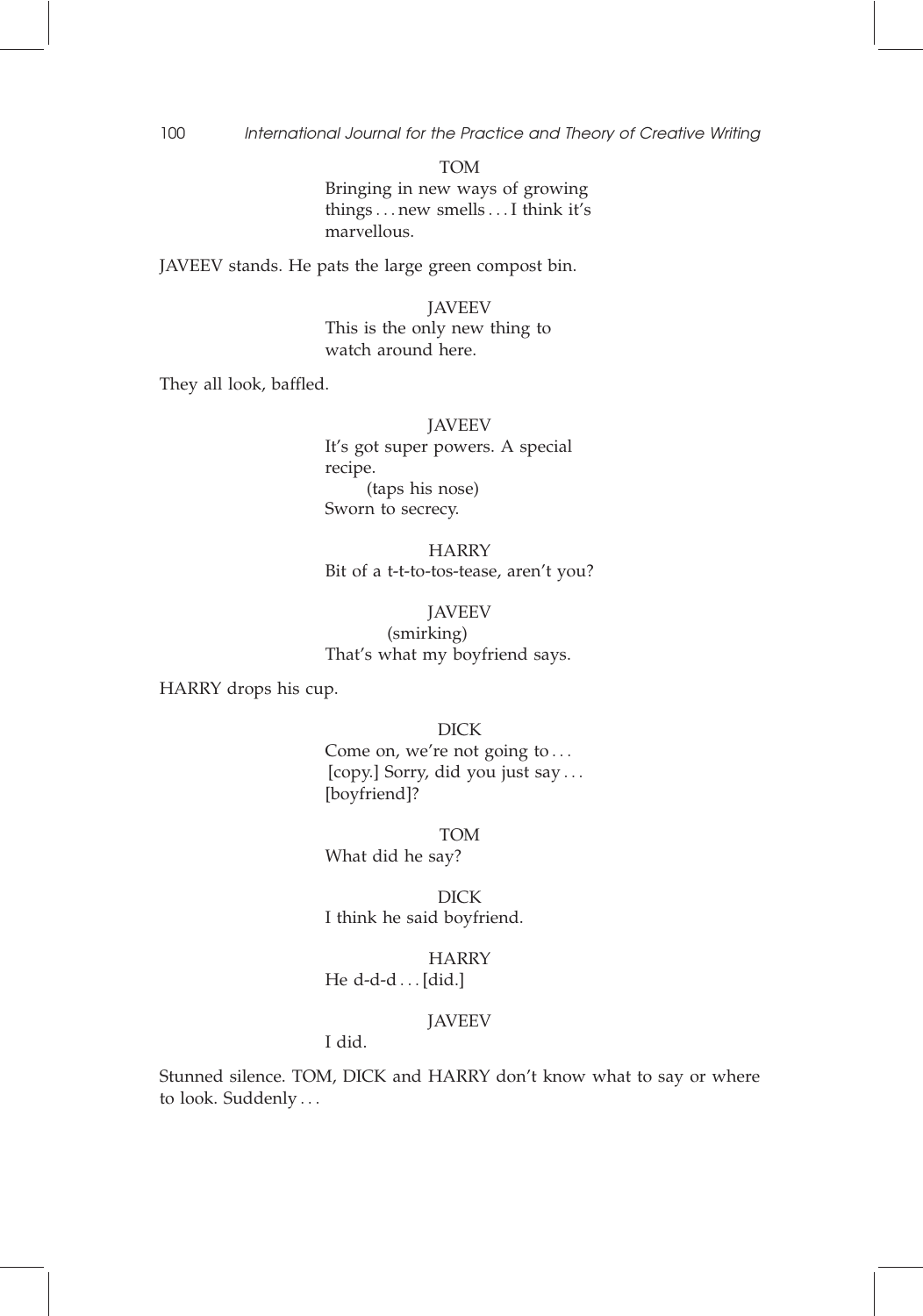TOM
Bringing in new ways of growing things . . . new smells . . . I think it's marvellous.

JAVEEV stands. He pats the large green compost bin.

JAVEEV
This is the only new thing to watch around here.

They all look, baffled.

JAVEEV
It's got super powers. A special recipe.
(taps his nose)
Sworn to secrecy.

HARRY
Bit of a t-t-to-tos-tease, aren't you?

JAVEEV
(smirking)
That's what my boyfriend says.

HARRY drops his cup.

DICK
Come on, we're not going to . . . [copy.] Sorry, did you just say . . . [boyfriend]?

TOM
What did he say?

DICK
I think he said boyfriend.

HARRY
He d-d-d . . . [did.]

JAVEEV
I did.

Stunned silence. TOM, DICK and HARRY don't know what to say or where to look. Suddenly . . .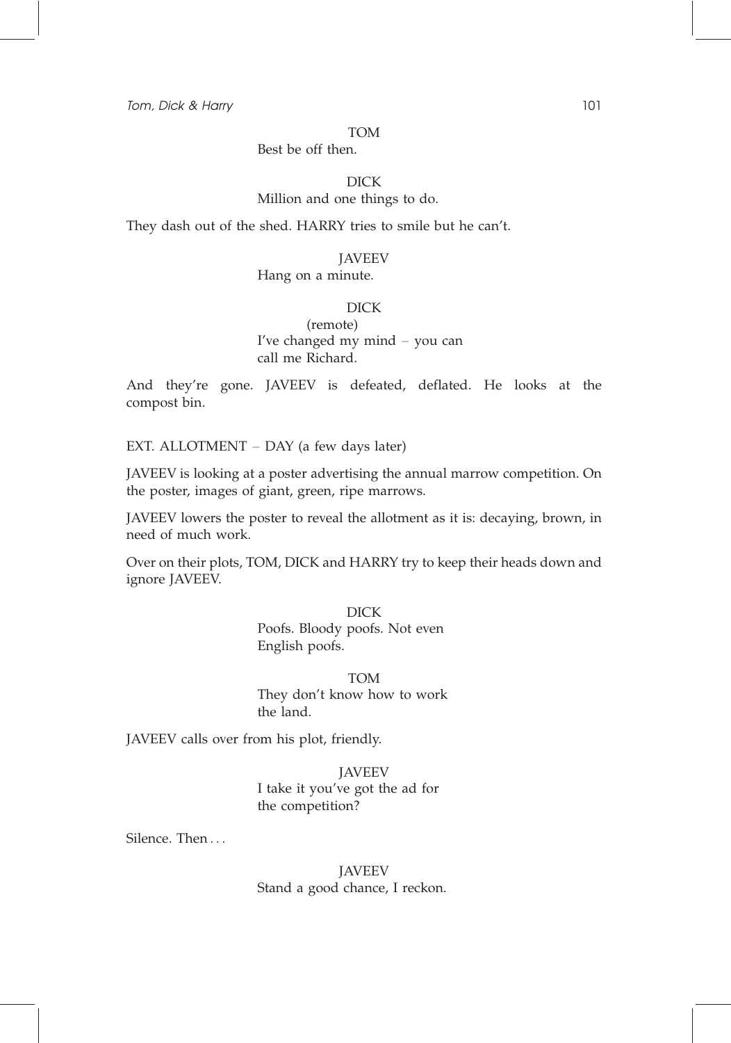TOM
Best be off then.

DICK
Million and one things to do.

They dash out of the shed. HARRY tries to smile but he can't.

JAVEEV
Hang on a minute.

DICK
(remote)
I've changed my mind – you can call me Richard.

And they're gone. JAVEEV is defeated, deflated. He looks at the compost bin.

EXT. ALLOTMENT – DAY (a few days later)

JAVEEV is looking at a poster advertising the annual marrow competition. On the poster, images of giant, green, ripe marrows.

JAVEEV lowers the poster to reveal the allotment as it is: decaying, brown, in need of much work.

Over on their plots, TOM, DICK and HARRY try to keep their heads down and ignore JAVEEV.

DICK
Poofs. Bloody poofs. Not even English poofs.

TOM
They don't know how to work the land.

JAVEEV calls over from his plot, friendly.

JAVEEV
I take it you've got the ad for the competition?

Silence. Then . . .

JAVEEV
Stand a good chance, I reckon.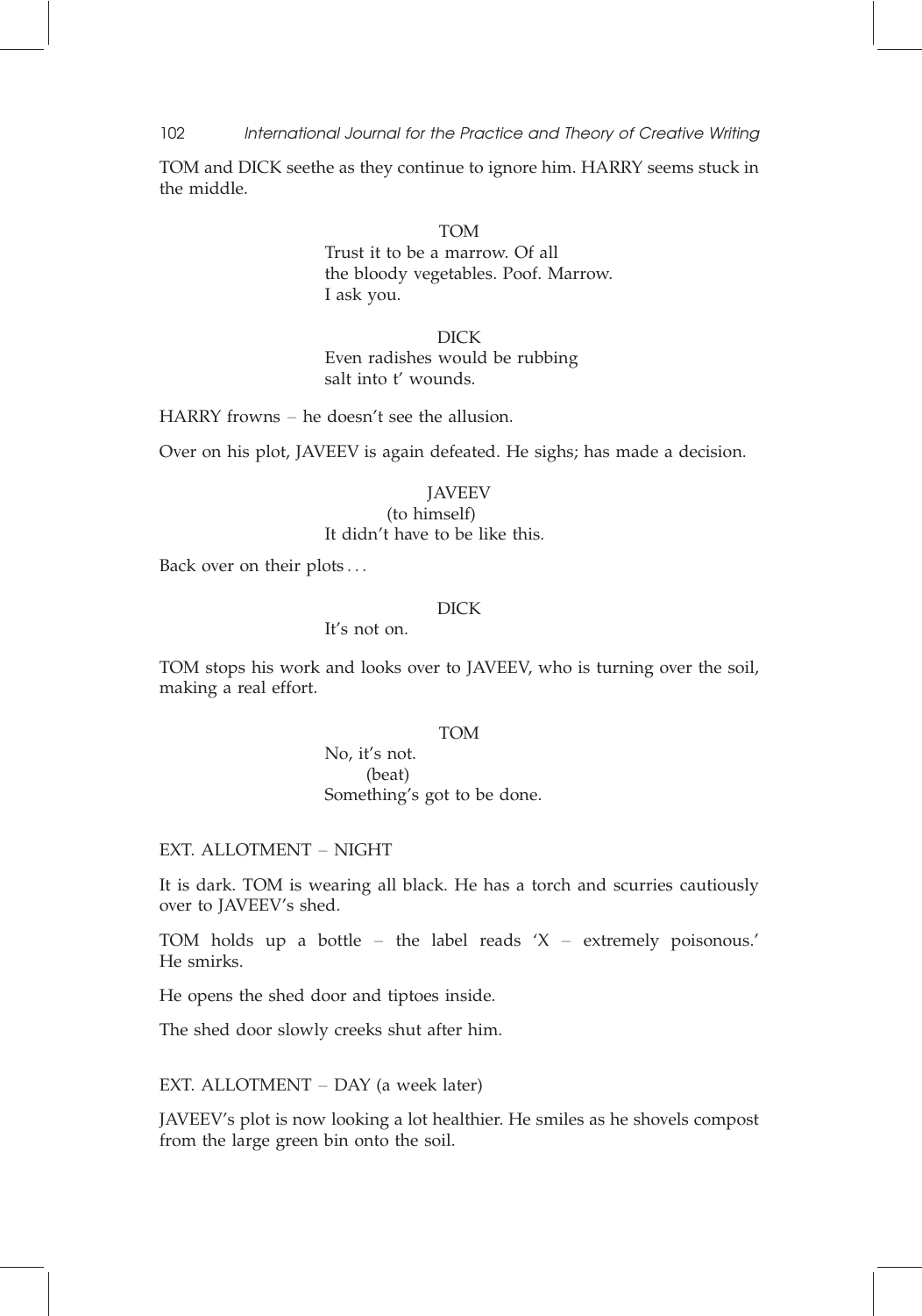TOM and DICK seethe as they continue to ignore him. HARRY seems stuck in the middle.

TOM
Trust it to be a marrow. Of all the bloody vegetables. Poof. Marrow. I ask you.

DICK
Even radishes would be rubbing salt into t' wounds.

HARRY frowns – he doesn't see the allusion.

Over on his plot, JAVEEV is again defeated. He sighs; has made a decision.

JAVEEV
(to himself)
It didn't have to be like this.

Back over on their plots . . .

DICK
It's not on.

TOM stops his work and looks over to JAVEEV, who is turning over the soil, making a real effort.

TOM
No, it's not.
(beat)
Something's got to be done.

EXT. ALLOTMENT – NIGHT

It is dark. TOM is wearing all black. He has a torch and scurries cautiously over to JAVEEV's shed.

TOM holds up a bottle – the label reads 'X – extremely poisonous.' He smirks.

He opens the shed door and tiptoes inside.

The shed door slowly creeks shut after him.

EXT. ALLOTMENT – DAY (a week later)

JAVEEV's plot is now looking a lot healthier. He smiles as he shovels compost from the large green bin onto the soil.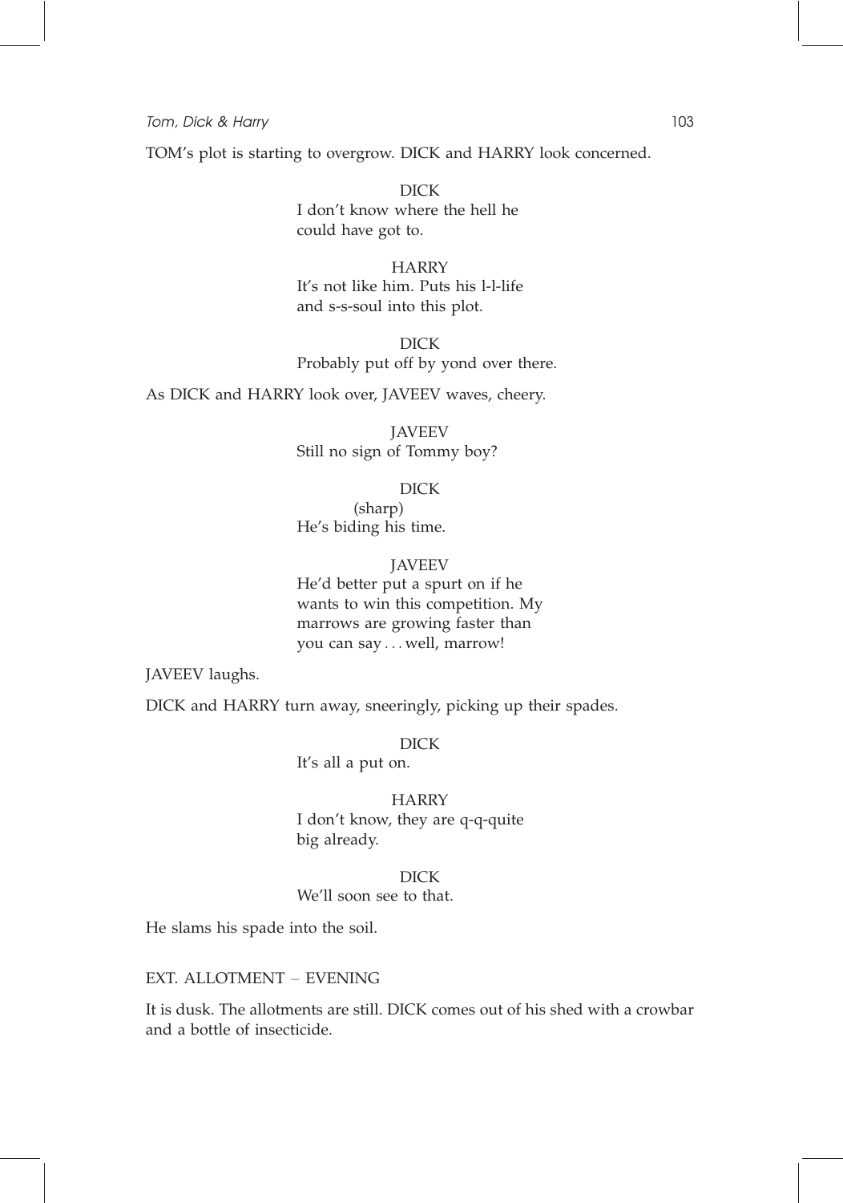TOM's plot is starting to overgrow. DICK and HARRY look concerned.

DICK
I don't know where the hell he could have got to.

HARRY
It's not like him. Puts his l-l-life and s-s-soul into this plot.

DICK
Probably put off by yond over there.

As DICK and HARRY look over, JAVEEV waves, cheery.

JAVEEV
Still no sign of Tommy boy?

DICK
(sharp)
He's biding his time.

JAVEEV
He'd better put a spurt on if he wants to win this competition. My marrows are growing faster than you can say . . . well, marrow!

JAVEEV laughs.

DICK and HARRY turn away, sneeringly, picking up their spades.

DICK
It's all a put on.

HARRY
I don't know, they are q-q-quite big already.

DICK
We'll soon see to that.

He slams his spade into the soil.

EXT. ALLOTMENT – EVENING

It is dusk. The allotments are still. DICK comes out of his shed with a crowbar and a bottle of insecticide.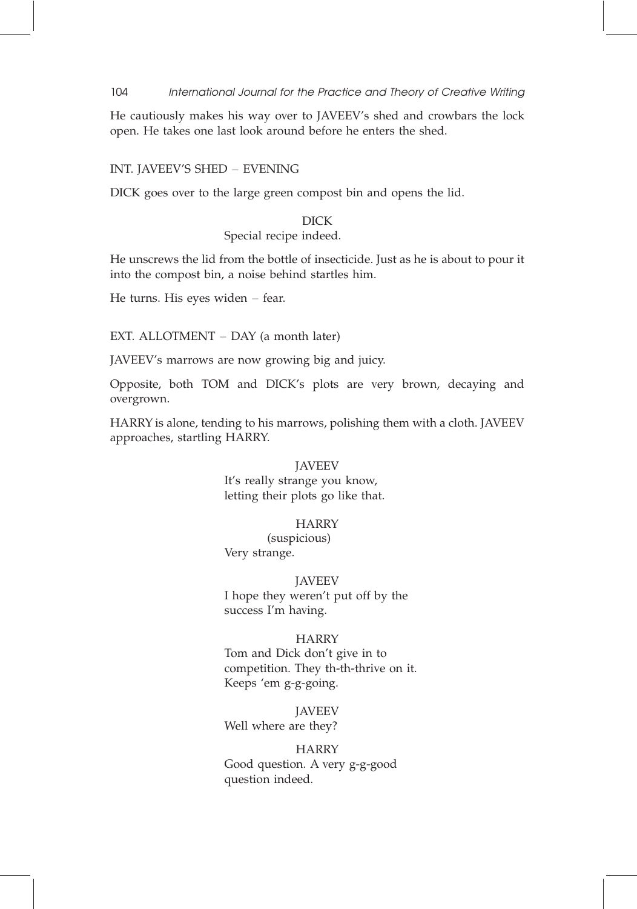He cautiously makes his way over to JAVEEV's shed and crowbars the lock open. He takes one last look around before he enters the shed.

INT. JAVEEV'S SHED – EVENING

DICK goes over to the large green compost bin and opens the lid.

DICK
Special recipe indeed.

He unscrews the lid from the bottle of insecticide. Just as he is about to pour it into the compost bin, a noise behind startles him.

He turns. His eyes widen – fear.

EXT. ALLOTMENT – DAY (a month later)

JAVEEV's marrows are now growing big and juicy.

Opposite, both TOM and DICK's plots are very brown, decaying and overgrown.

HARRY is alone, tending to his marrows, polishing them with a cloth. JAVEEV approaches, startling HARRY.

JAVEEV
It's really strange you know,
letting their plots go like that.

HARRY
(suspicious)
Very strange.

JAVEEV
I hope they weren't put off by the
success I'm having.

HARRY
Tom and Dick don't give in to
competition. They th-th-thrive on it.
Keeps 'em g-g-going.

JAVEEV
Well where are they?

HARRY
Good question. A very g-g-good
question indeed.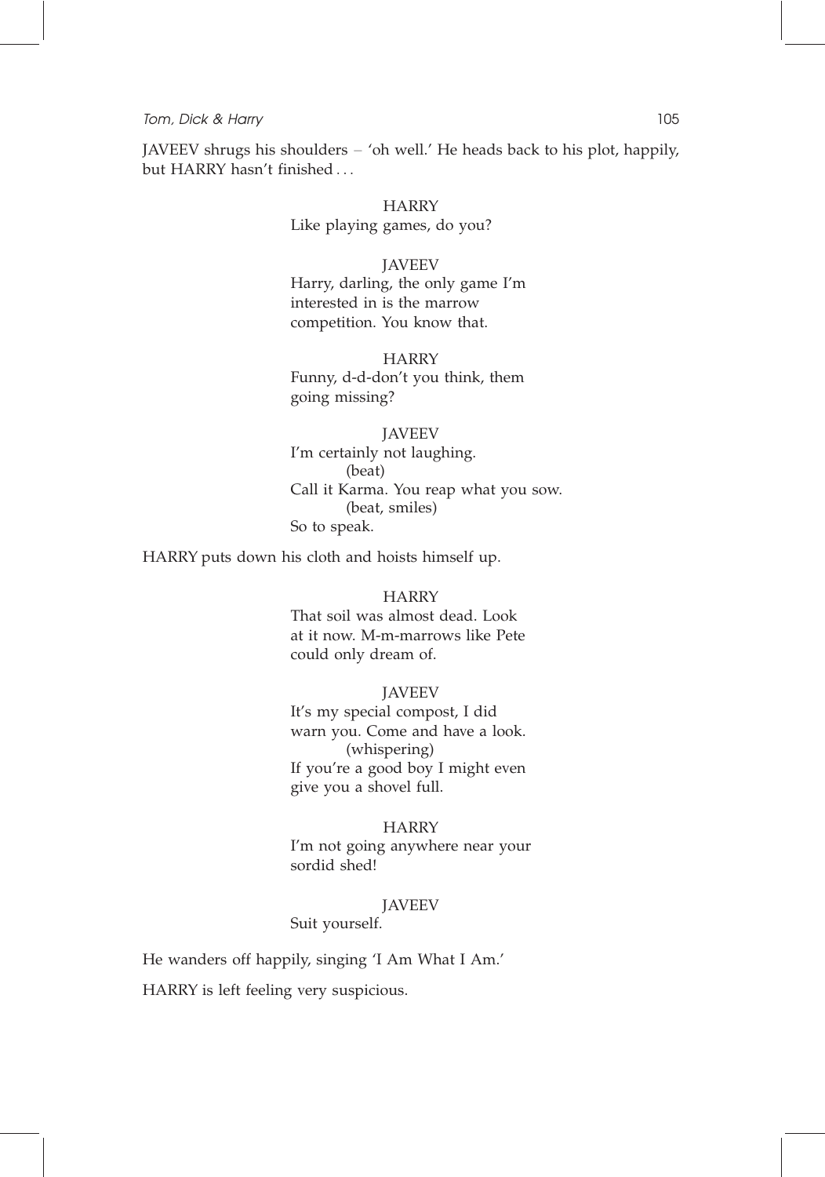JAVEEV shrugs his shoulders – 'oh well.' He heads back to his plot, happily, but HARRY hasn't finished . . .

HARRY
Like playing games, do you?

JAVEEV
Harry, darling, the only game I'm interested in is the marrow competition. You know that.

HARRY
Funny, d-d-don't you think, them going missing?

JAVEEV
I'm certainly not laughing.
(beat)
Call it Karma. You reap what you sow.
(beat, smiles)
So to speak.

HARRY puts down his cloth and hoists himself up.

HARRY
That soil was almost dead. Look at it now. M-m-marrows like Pete could only dream of.

JAVEEV
It's my special compost, I did warn you. Come and have a look.
(whispering)
If you're a good boy I might even give you a shovel full.

HARRY
I'm not going anywhere near your sordid shed!

JAVEEV
Suit yourself.

He wanders off happily, singing 'I Am What I Am.'

HARRY is left feeling very suspicious.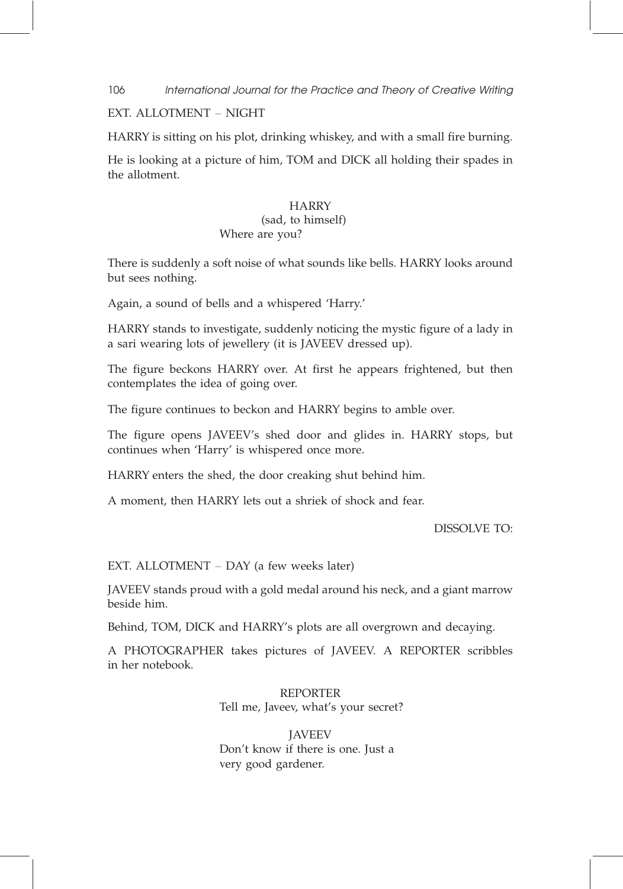EXT. ALLOTMENT – NIGHT

HARRY is sitting on his plot, drinking whiskey, and with a small fire burning.

He is looking at a picture of him, TOM and DICK all holding their spades in the allotment.

HARRY
(sad, to himself)
Where are you?

There is suddenly a soft noise of what sounds like bells. HARRY looks around but sees nothing.

Again, a sound of bells and a whispered 'Harry.'

HARRY stands to investigate, suddenly noticing the mystic figure of a lady in a sari wearing lots of jewellery (it is JAVEEV dressed up).

The figure beckons HARRY over. At first he appears frightened, but then contemplates the idea of going over.

The figure continues to beckon and HARRY begins to amble over.

The figure opens JAVEEV's shed door and glides in. HARRY stops, but continues when 'Harry' is whispered once more.

HARRY enters the shed, the door creaking shut behind him.

A moment, then HARRY lets out a shriek of shock and fear.

DISSOLVE TO:

EXT. ALLOTMENT – DAY (a few weeks later)

JAVEEV stands proud with a gold medal around his neck, and a giant marrow beside him.

Behind, TOM, DICK and HARRY's plots are all overgrown and decaying.

A PHOTOGRAPHER takes pictures of JAVEEV. A REPORTER scribbles in her notebook.

REPORTER
Tell me, Javeev, what's your secret?

JAVEEV
Don't know if there is one. Just a very good gardener.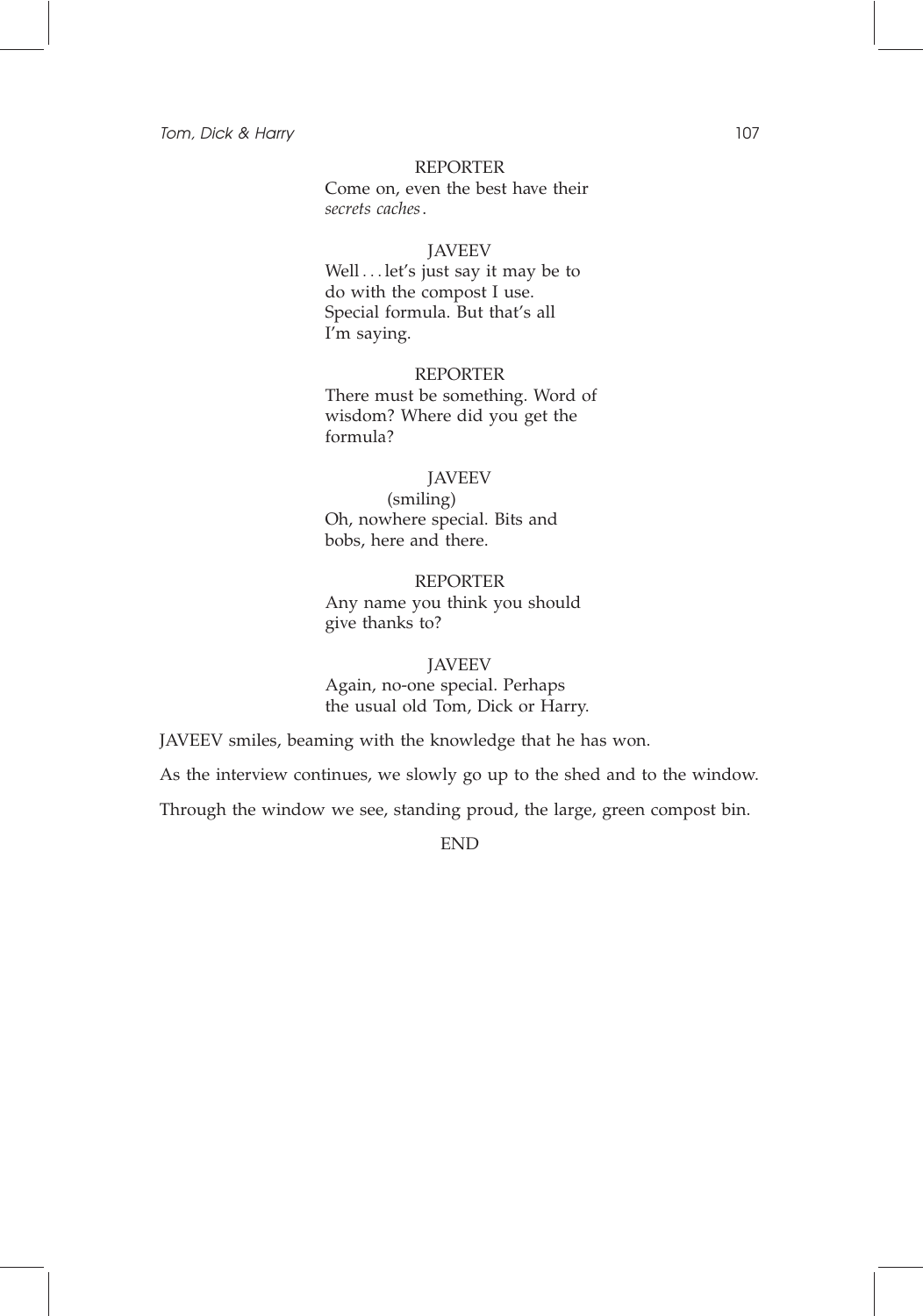REPORTER

Come on, even the best have their *secrets caches*.

JAVEEV

Well . . . let's just say it may be to do with the compost I use. Special formula. But that's all I'm saying.

REPORTER

There must be something. Word of wisdom? Where did you get the formula?

JAVEEV

(smiling)

Oh, nowhere special. Bits and bobs, here and there.

REPORTER

Any name you think you should give thanks to?

JAVEEV

Again, no-one special. Perhaps the usual old Tom, Dick or Harry.

JAVEEV smiles, beaming with the knowledge that he has won.

As the interview continues, we slowly go up to the shed and to the window.

Through the window we see, standing proud, the large, green compost bin.

END